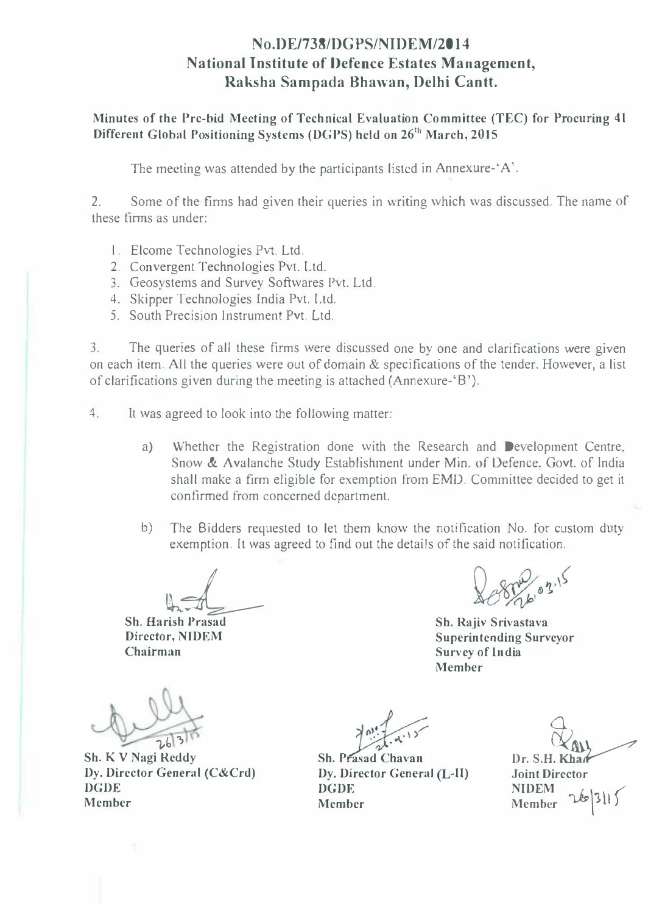# No.DE/738/DGPS/NIDEM/2014
# National Institute of Defence Estates Management, Raksha Sampada Bhawan, Delhi Cantt.

**Minutes of the Pre-bid Meeting of Technical Evaluation Committee (TEC) for Procuring 41 Different Global Positioning Systems (DGPS) held on 26th March, 2015**

The meeting was attended by the participants listed in Annexure-'A'.

2. Some of the firms had given their queries in writing which was discussed. The name of these firms as under:

1. Elcome Technologies Pvt. Ltd.
2. Convergent Technologies Pvt. Ltd.
3. Geosystems and Survey Softwares Pvt. Ltd.
4. Skipper Technologies India Pvt. Ltd.
5. South Precision Instrument Pvt. Ltd.

3. The queries of all these firms were discussed one by one and clarifications were given on each item. All the queries were out of domain & specifications of the tender. However, a list of clarifications given during the meeting is attached (Annexure-'B').

4. It was agreed to look into the following matter:

a) Whether the Registration done with the Research and Development Centre, Snow & Avalanche Study Establishment under Min. of Defence, Govt. of India shall make a firm eligible for exemption from EMD. Committee decided to get it confirmed from concerned department.

b) The Bidders requested to let them know the notification No. for custom duty exemption. It was agreed to find out the details of the said notification.

**Sh. Harish Prasad**
**Director, NIDEM**
**Chairman**

**Sh. Rajiv Srivastava**
**Superintending Surveyor**
**Survey of India**
**Member**

**Sh. K V Nagi Reddy**
**Dy. Director General (C&Crd)**
**DGDE**
**Member**

**Sh. Prasad Chavan**
**Dy. Director General (L-II)**
**DGDE**
**Member**

**Dr. S.H. Khan**
**Joint Director**
**NIDEM**
**Member** 26/3/15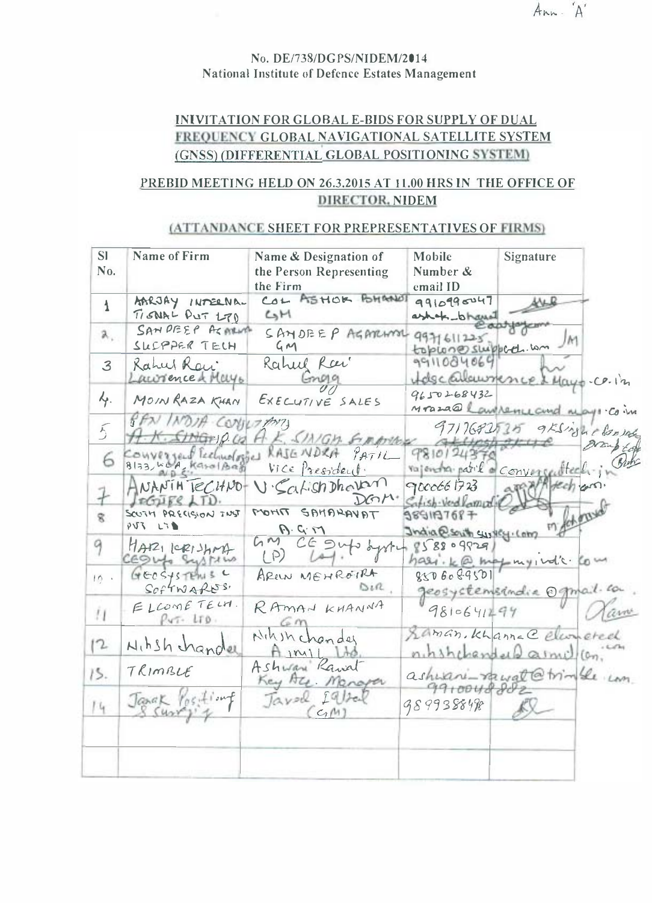Ann. 'A'

No. DE/738/DGPS/NIDEM/2014
National Institute of Defence Estates Management

## INIVITATION FOR GLOBAL E-BIDS FOR SUPPLY OF DUAL FREQUENCY GLOBAL NAVIGATIONAL SATELLITE SYSTEM (GNSS) (DIFFERENTIAL GLOBAL POSITIONING SYSTEM)

## PREBID MEETING HELD ON 26.3.2015 AT 11.00 HRS IN THE OFFICE OF DIRECTOR, NIDEM

### (ATTANDANCE SHEET FOR PREPRESENTATIVES OF FIRMS)

| Sl No. | Name of Firm | Name & Designation of the Person Representing the Firm | Mobile Number & email ID | Signature |
|---|---|---|---|---|
| 1 | AARJAY INTERNATIONAL PVT LTD | COL ASHOK BHANOT GM | 9910990047 ashok_bhanot | |
| 2. | SANDEEP AGARWAL SUPPER TECH | SANDEEP AGARWAL GM | 9971611225 topcon@supptech.com | |
| 3 | Rahul Rai Lawrence & Mayo | Rahul Rai Engg | 9911084069 udsc@lawrence&mayo.co.in | |
| 4. | MOIN RAZA KHAN | EXECUTIVE SALES | 9650268432 mraza@lawrenceandmayo.co.in | |
| 5 | RFN INDIA CONSULTANTS A.K. SINGH & Co | A.K. SINGH Emp | 9717682535 aksingh | |
| 6 | Converged Technologies 8133, WEA, Karol Bagh | RAJENDRA PATIL Vice President | 9810124370 rajendra.patil@convergedtech.in | |
| 7 | ANANTH TECHNOLOGIES LTD. | V. Satish Dhawan DGM. | 9000661723 Satish.vd@anantht | |
| 8 | SOUTH PRECISION INST PVT LTD | MOHIT SAHARAVAT A.G.M | 9891137687 India@southsurvey.com | |
| 9 | HARI KRISHNA CEGufo Systems | GM CE Gufo Systems (P) Ltd. | 8588099291 hari.k@mapmyindia.com | |
| 10. | GEOSYSTEMS & SOFTWARES | ARUN MEHROTRA DIR. | 8506089501 geosystemsindia@gmail.com | |
| 11 | ELCOMETECH. PVT. LTD. | RAMAN KHANNA GM | 9810641294 Raman.khanna@elcometech.com | |
| 12 | Nitish Chander | Nitish Chander Aimil Ltd. | nitishchander@aimil.com | |
| 13. | TRIMBLE | Ashwani Rawat Key Acc. Manager | ashwani_rawat@trimble.com 9910048802 | |
| 14 | Janak Positioning & Surveying | Javed Iqbal (GM) | 9899388498 | |
| | | | | |
| | | | | |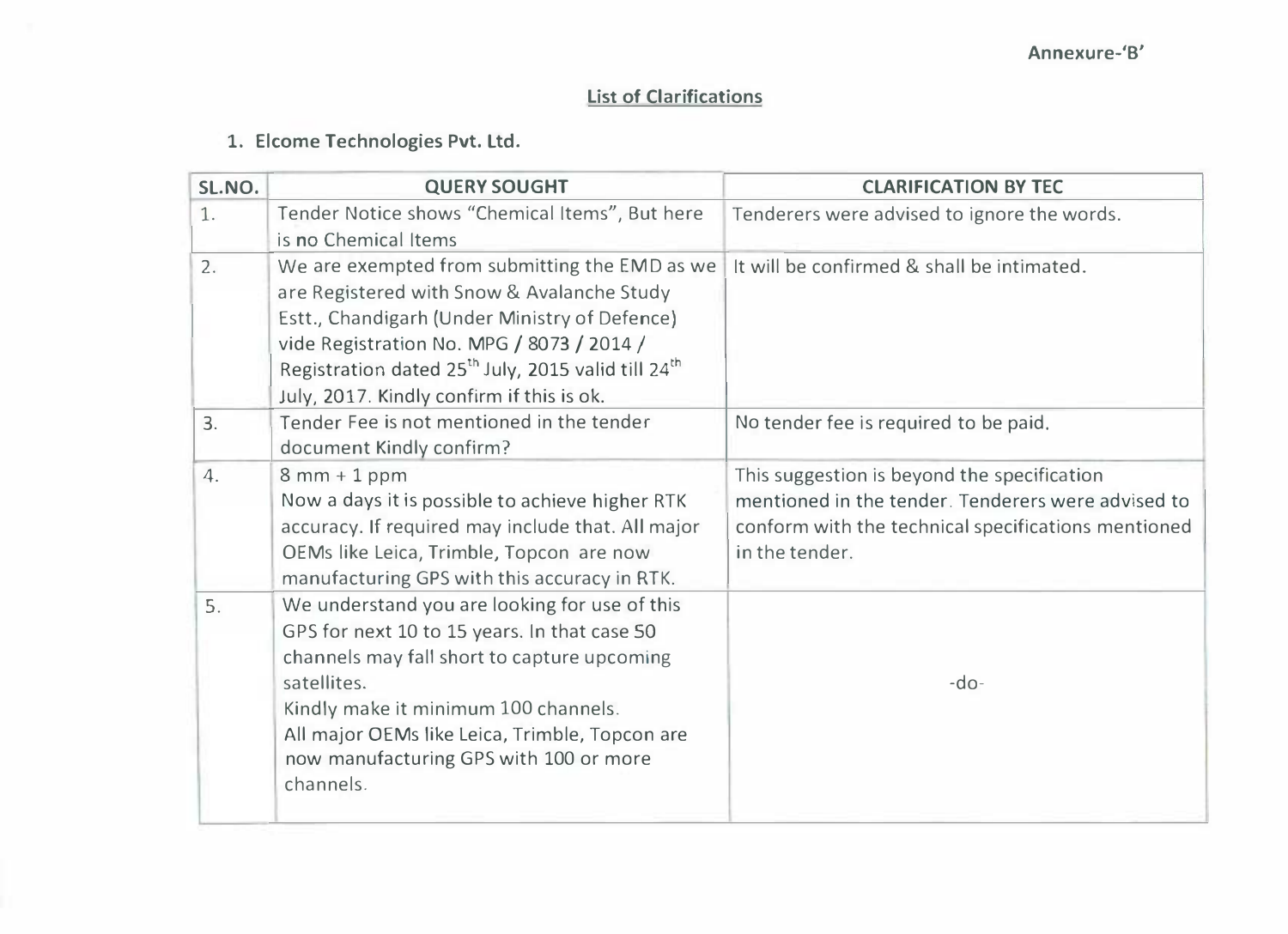Annexure-'B'

## List of Clarifications

### 1. Elcome Technologies Pvt. Ltd.

| SL.NO. | QUERY SOUGHT | CLARIFICATION BY TEC |
|---|---|---|
| 1. | Tender Notice shows "Chemical Items", But here is no Chemical Items | Tenderers were advised to ignore the words. |
| 2. | We are exempted from submitting the EMD as we are Registered with Snow & Avalanche Study Estt., Chandigarh (Under Ministry of Defence) vide Registration No. MPG / 8073 / 2014 / Registration dated 25th July, 2015 valid till 24th July, 2017. Kindly confirm if this is ok. | It will be confirmed & shall be intimated. |
| 3. | Tender Fee is not mentioned in the tender document Kindly confirm? | No tender fee is required to be paid. |
| 4. | 8 mm + 1 ppm<br>Now a days it is possible to achieve higher RTK accuracy. If required may include that. All major OEMs like Leica, Trimble, Topcon are now manufacturing GPS with this accuracy in RTK. | This suggestion is beyond the specification mentioned in the tender. Tenderers were advised to conform with the technical specifications mentioned in the tender. |
| 5. | We understand you are looking for use of this GPS for next 10 to 15 years. In that case 50 channels may fall short to capture upcoming satellites.<br>Kindly make it minimum 100 channels.<br>All major OEMs like Leica, Trimble, Topcon are now manufacturing GPS with 100 or more channels. | -do- |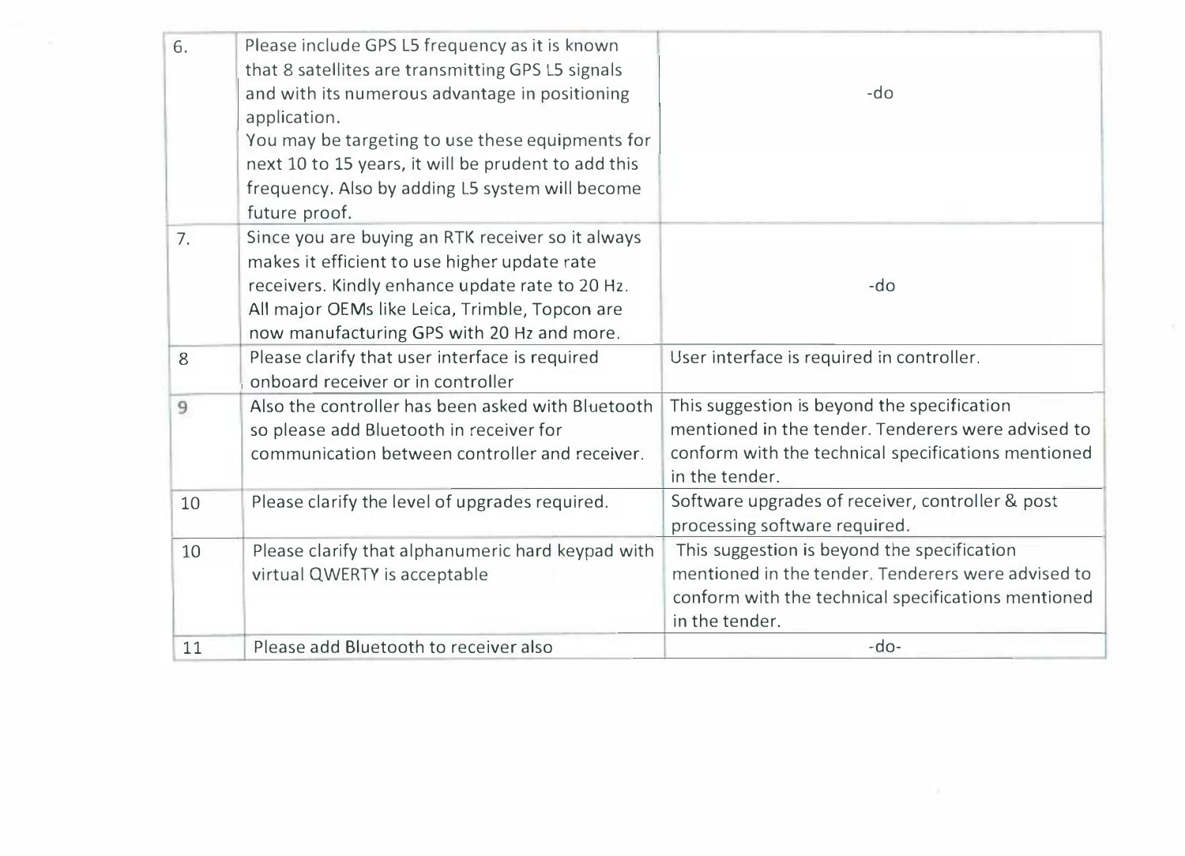| | | |
|---|---|---|
| 6. | Please include GPS L5 frequency as it is known that 8 satellites are transmitting GPS L5 signals and with its numerous advantage in positioning application.<br>You may be targeting to use these equipments for next 10 to 15 years, it will be prudent to add this frequency. Also by adding L5 system will become future proof. | -do |
| 7. | Since you are buying an RTK receiver so it always makes it efficient to use higher update rate receivers. Kindly enhance update rate to 20 Hz. All major OEMs like Leica, Trimble, Topcon are now manufacturing GPS with 20 Hz and more. | -do |
| 8 | Please clarify that user interface is required onboard receiver or in controller | User interface is required in controller. |
| 9 | Also the controller has been asked with Bluetooth so please add Bluetooth in receiver for communication between controller and receiver. | This suggestion is beyond the specification mentioned in the tender. Tenderers were advised to conform with the technical specifications mentioned in the tender. |
| 10 | Please clarify the level of upgrades required. | Software upgrades of receiver, controller & post processing software required. |
| 10 | Please clarify that alphanumeric hard keypad with virtual QWERTY is acceptable | This suggestion is beyond the specification mentioned in the tender. Tenderers were advised to conform with the technical specifications mentioned in the tender. |
| 11 | Please add Bluetooth to receiver also | -do- |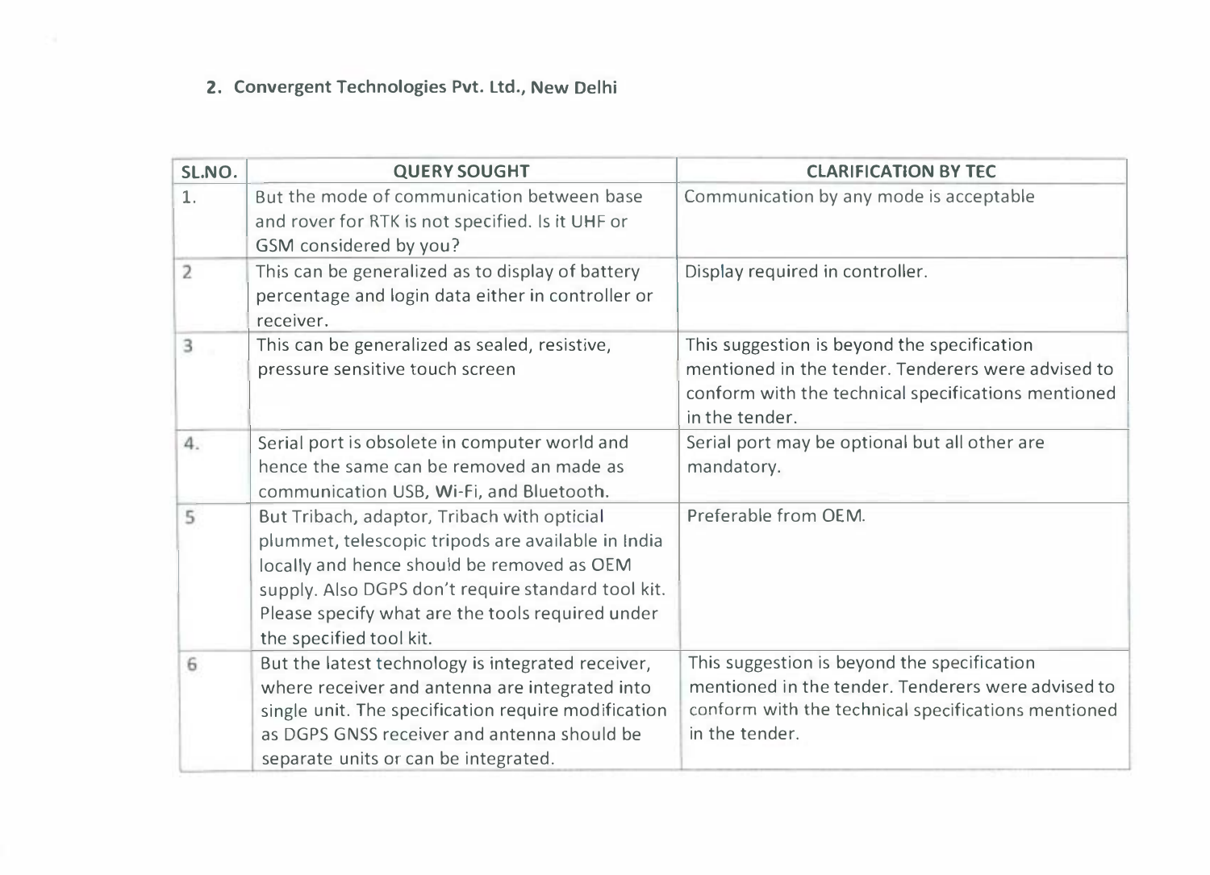**2. Convergent Technologies Pvt. Ltd., New Delhi**

| SL.NO. | QUERY SOUGHT | CLARIFICATION BY TEC |
|---|---|---|
| 1. | But the mode of communication between base and rover for RTK is not specified. Is it UHF or GSM considered by you? | Communication by any mode is acceptable |
| 2 | This can be generalized as to display of battery percentage and login data either in controller or receiver. | Display required in controller. |
| 3 | This can be generalized as sealed, resistive, pressure sensitive touch screen | This suggestion is beyond the specification mentioned in the tender. Tenderers were advised to conform with the technical specifications mentioned in the tender. |
| 4. | Serial port is obsolete in computer world and hence the same can be removed an made as communication USB, Wi-Fi, and Bluetooth. | Serial port may be optional but all other are mandatory. |
| 5 | But Tribach, adaptor, Tribach with opticial plummet, telescopic tripods are available in India locally and hence should be removed as OEM supply. Also DGPS don't require standard tool kit. Please specify what are the tools required under the specified tool kit. | Preferable from OEM. |
| 6 | But the latest technology is integrated receiver, where receiver and antenna are integrated into single unit. The specification require modification as DGPS GNSS receiver and antenna should be separate units or can be integrated. | This suggestion is beyond the specification mentioned in the tender. Tenderers were advised to conform with the technical specifications mentioned in the tender. |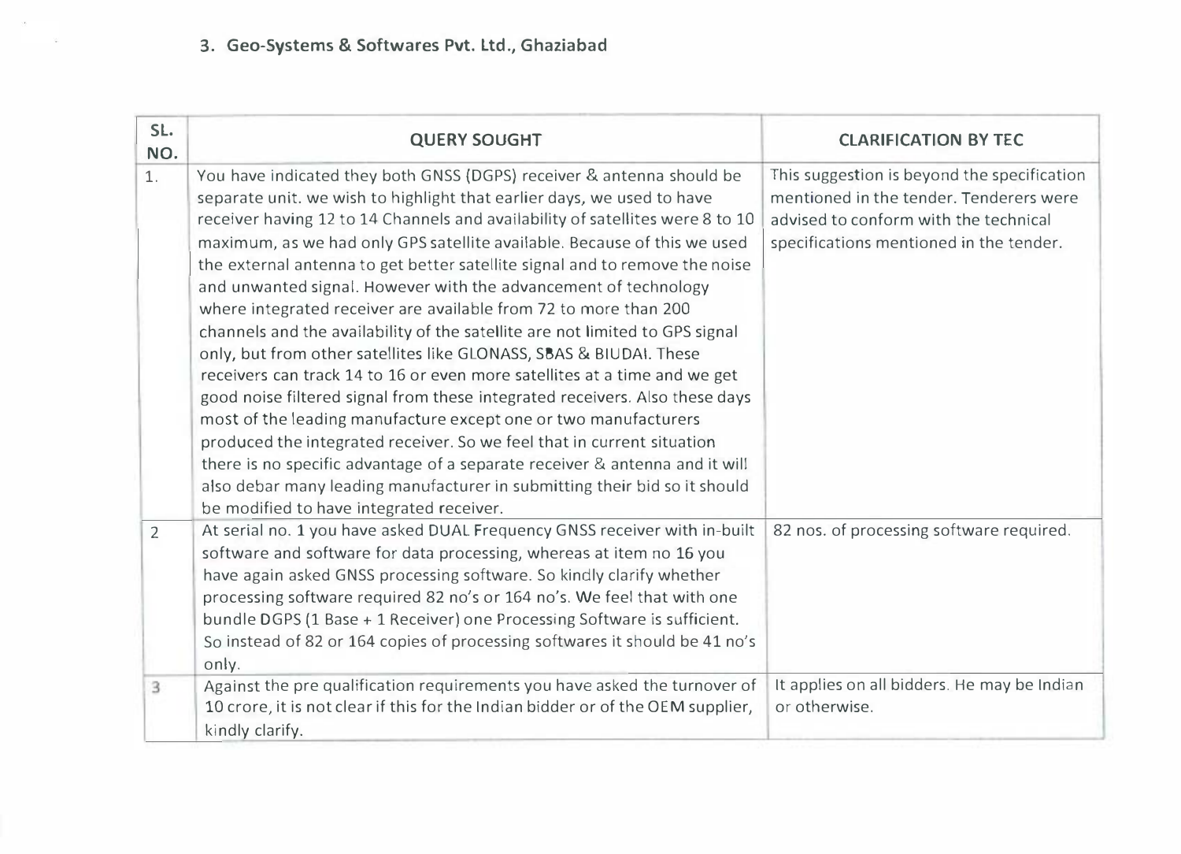### 3. Geo-Systems & Softwares Pvt. Ltd., Ghaziabad

| SL. NO. | QUERY SOUGHT | CLARIFICATION BY TEC |
|---|---|---|
| 1. | You have indicated they both GNSS (DGPS) receiver & antenna should be separate unit. we wish to highlight that earlier days, we used to have receiver having 12 to 14 Channels and availability of satellites were 8 to 10 maximum, as we had only GPS satellite available. Because of this we used the external antenna to get better satellite signal and to remove the noise and unwanted signal. However with the advancement of technology where integrated receiver are available from 72 to more than 200 channels and the availability of the satellite are not limited to GPS signal only, but from other satellites like GLONASS, SBAS & BIUDAI. These receivers can track 14 to 16 or even more satellites at a time and we get good noise filtered signal from these integrated receivers. Also these days most of the leading manufacture except one or two manufacturers produced the integrated receiver. So we feel that in current situation there is no specific advantage of a separate receiver & antenna and it will also debar many leading manufacturer in submitting their bid so it should be modified to have integrated receiver. | This suggestion is beyond the specification mentioned in the tender. Tenderers were advised to conform with the technical specifications mentioned in the tender. |
| 2 | At serial no. 1 you have asked DUAL Frequency GNSS receiver with in-built software and software for data processing, whereas at item no 16 you have again asked GNSS processing software. So kindly clarify whether processing software required 82 no's or 164 no's. We feel that with one bundle DGPS (1 Base + 1 Receiver) one Processing Software is sufficient. So instead of 82 or 164 copies of processing softwares it should be 41 no's only. | 82 nos. of processing software required. |
| 3 | Against the pre qualification requirements you have asked the turnover of 10 crore, it is not clear if this for the Indian bidder or of the OEM supplier, kindly clarify. | It applies on all bidders. He may be Indian or otherwise. |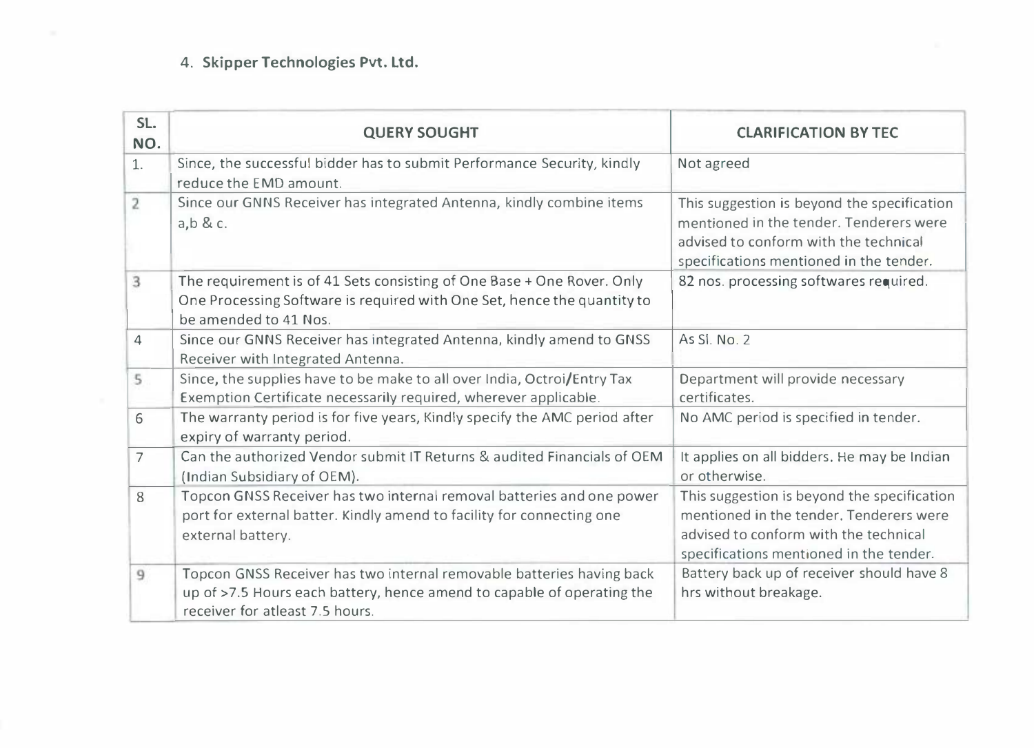4. **Skipper Technologies Pvt. Ltd.**

| SL. NO. | QUERY SOUGHT | CLARIFICATION BY TEC |
|---|---|---|
| 1. | Since, the successful bidder has to submit Performance Security, kindly reduce the EMD amount. | Not agreed |
| 2 | Since our GNNS Receiver has integrated Antenna, kindly combine items a,b & c. | This suggestion is beyond the specification mentioned in the tender. Tenderers were advised to conform with the technical specifications mentioned in the tender. |
| 3 | The requirement is of 41 Sets consisting of One Base + One Rover. Only One Processing Software is required with One Set, hence the quantity to be amended to 41 Nos. | 82 nos. processing softwares required. |
| 4 | Since our GNNS Receiver has integrated Antenna, kindly amend to GNSS Receiver with Integrated Antenna. | As Sl. No. 2 |
| 5 | Since, the supplies have to be make to all over India, Octroi/Entry Tax Exemption Certificate necessarily required, wherever applicable. | Department will provide necessary certificates. |
| 6 | The warranty period is for five years, Kindly specify the AMC period after expiry of warranty period. | No AMC period is specified in tender. |
| 7 | Can the authorized Vendor submit IT Returns & audited Financials of OEM (Indian Subsidiary of OEM). | It applies on all bidders. He may be Indian or otherwise. |
| 8 | Topcon GNSS Receiver has two internal removal batteries and one power port for external batter. Kindly amend to facility for connecting one external battery. | This suggestion is beyond the specification mentioned in the tender. Tenderers were advised to conform with the technical specifications mentioned in the tender. |
| 9 | Topcon GNSS Receiver has two internal removable batteries having back up of >7.5 Hours each battery, hence amend to capable of operating the receiver for atleast 7.5 hours. | Battery back up of receiver should have 8 hrs without breakage. |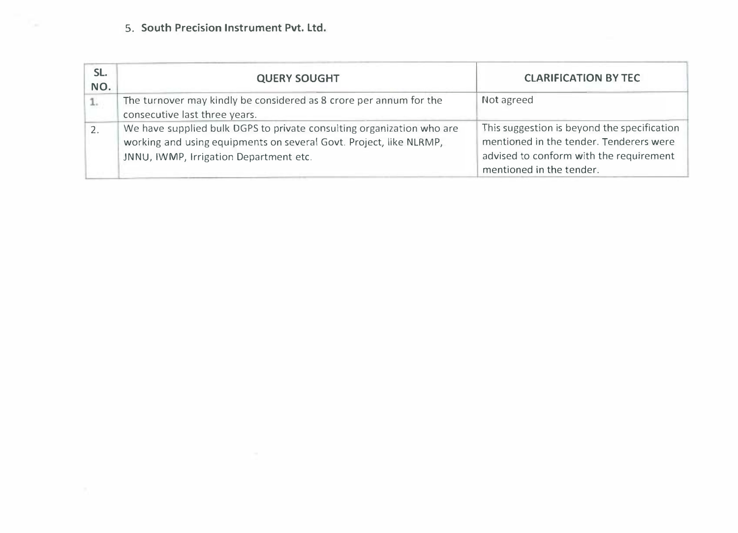5. **South Precision Instrument Pvt. Ltd.**

| SL. NO. | QUERY SOUGHT | CLARIFICATION BY TEC |
|---|---|---|
| 1. | The turnover may kindly be considered as 8 crore per annum for the consecutive last three years. | Not agreed |
| 2. | We have supplied bulk DGPS to private consulting organization who are working and using equipments on several Govt. Project, like NLRMP, JNNU, IWMP, Irrigation Department etc. | This suggestion is beyond the specification mentioned in the tender. Tenderers were advised to conform with the requirement mentioned in the tender. |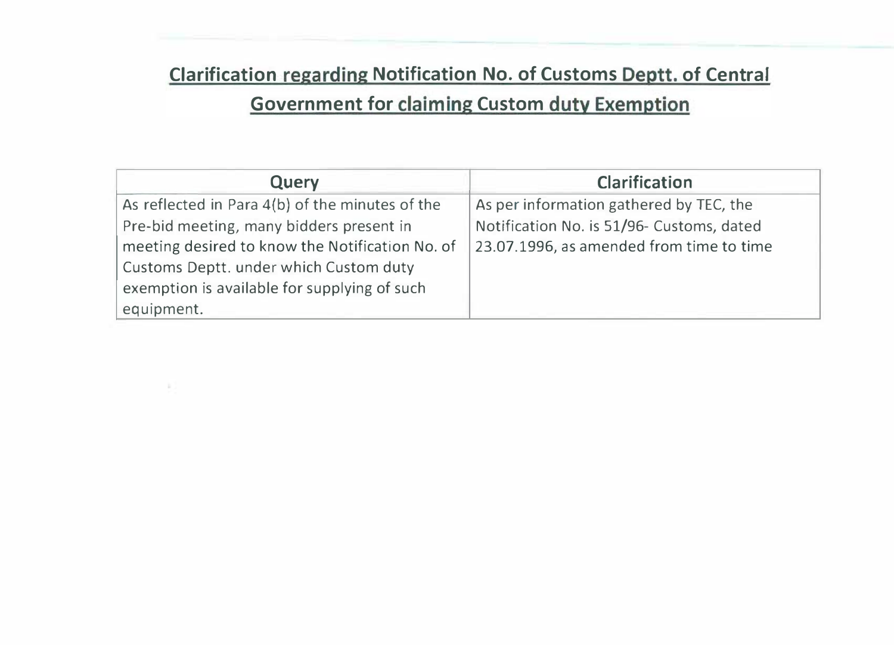## Clarification regarding Notification No. of Customs Deptt. of Central Government for claiming Custom duty Exemption

| Query | Clarification |
| --- | --- |
| As reflected in Para 4(b) of the minutes of the Pre-bid meeting, many bidders present in meeting desired to know the Notification No. of Customs Deptt. under which Custom duty exemption is available for supplying of such equipment. | As per information gathered by TEC, the Notification No. is 51/96- Customs, dated 23.07.1996, as amended from time to time |